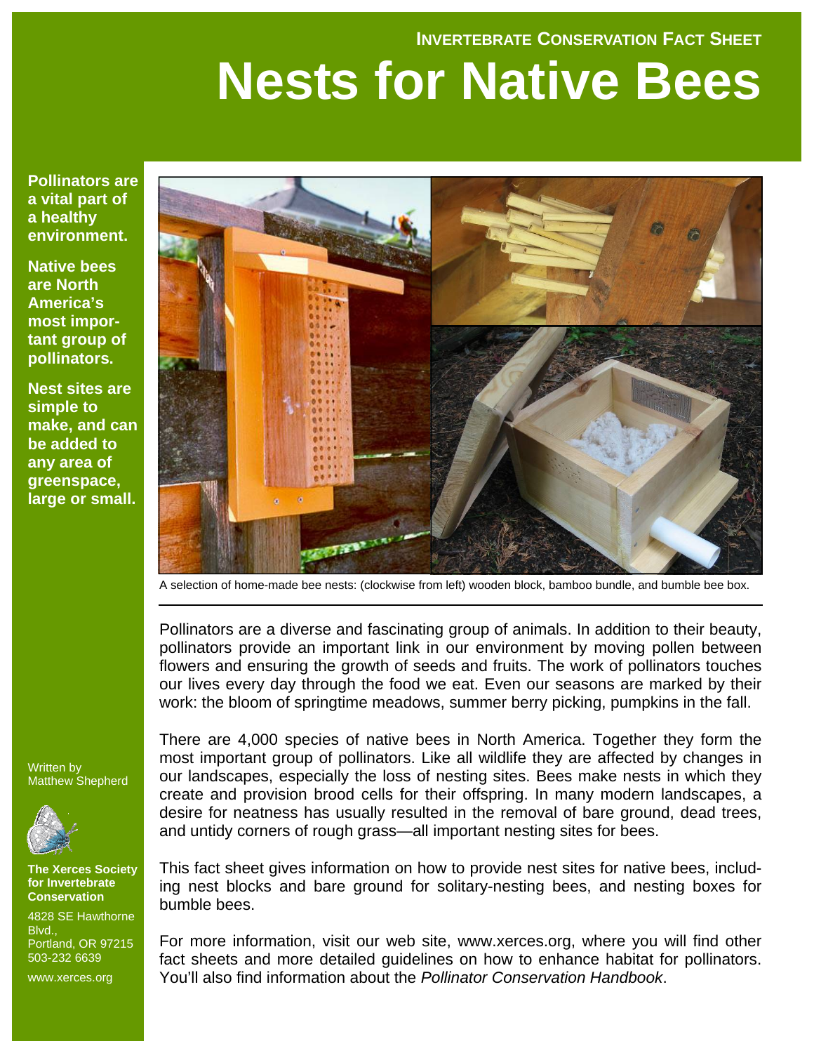INVERTEBRATE CONSERVATION FACT SHEET

# Nests for Native Bees

**Pollinators are a vital part of a healthy environment.**

**Native bees are North America's most important group of pollinators.**

**Nest sites are simple to make, and can be added to any area of greenspace, large or small.**

A selection of home-made bee nests: (clockwise from left) wooden block, bamboo bundle, and bumble bee box.

Pollinators are a diverse and fascinating group of animals. In addition to their beauty, pollinators provide an important link in our environment by moving pollen between flowers and ensuring the growth of seeds and fruits. The work of pollinators touches our lives every day through the food we eat. Even our seasons are marked by their work: the bloom of springtime meadows, summer berry picking, pumpkins in the fall.

There are 4,000 species of native bees in North America. Together they form the most important group of pollinators. Like all wildlife they are affected by changes in our landscapes, especially the loss of nesting sites. Bees make nests in which they create and provision brood cells for their offspring. In many modern landscapes, a desire for neatness has usually resulted in the removal of bare ground, dead trees, and untidy corners of rough grass—all important nesting sites for bees.

This fact sheet gives information on how to provide nest sites for native bees, including nest blocks and bare ground for solitary-nesting bees, and nesting boxes for bumble bees.

For more information, visit our web site, www.xerces.org, where you will find other fact sheets and more detailed guidelines on how to enhance habitat for pollinators. You'll also find information about the *Pollinator Conservation Handbook*.

Written by Matthew Shepherd

**The Xerces Society for Invertebrate Conservation**

4828 SE Hawthorne Blvd.,
Portland, OR 97215
503-232 6639

www.xerces.org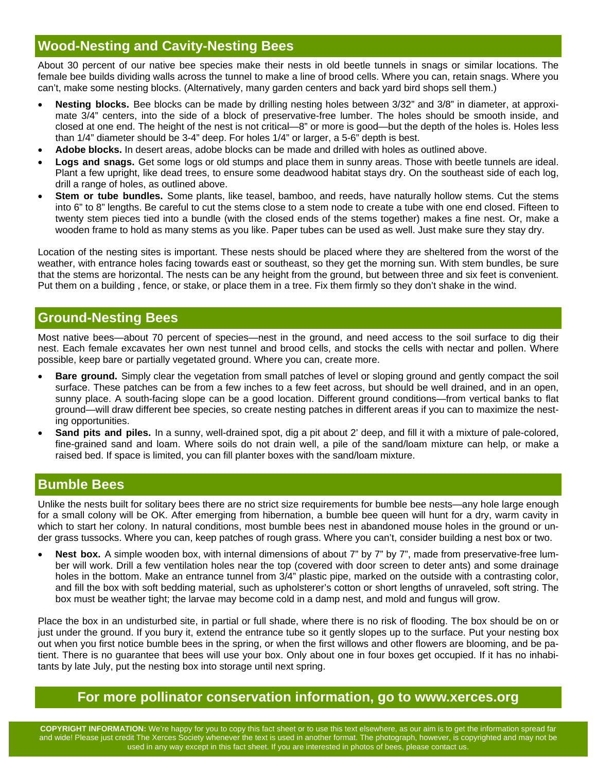## Wood-Nesting and Cavity-Nesting Bees

About 30 percent of our native bee species make their nests in old beetle tunnels in snags or similar locations. The female bee builds dividing walls across the tunnel to make a line of brood cells. Where you can, retain snags. Where you can't, make some nesting blocks. (Alternatively, many garden centers and back yard bird shops sell them.)

- **Nesting blocks.** Bee blocks can be made by drilling nesting holes between 3/32" and 3/8" in diameter, at approximate 3/4" centers, into the side of a block of preservative-free lumber. The holes should be smooth inside, and closed at one end. The height of the nest is not critical—8" or more is good—but the depth of the holes is. Holes less than 1/4" diameter should be 3-4" deep. For holes 1/4" or larger, a 5-6" depth is best.
- **Adobe blocks.** In desert areas, adobe blocks can be made and drilled with holes as outlined above.
- **Logs and snags.** Get some logs or old stumps and place them in sunny areas. Those with beetle tunnels are ideal. Plant a few upright, like dead trees, to ensure some deadwood habitat stays dry. On the southeast side of each log, drill a range of holes, as outlined above.
- **Stem or tube bundles.** Some plants, like teasel, bamboo, and reeds, have naturally hollow stems. Cut the stems into 6" to 8" lengths. Be careful to cut the stems close to a stem node to create a tube with one end closed. Fifteen to twenty stem pieces tied into a bundle (with the closed ends of the stems together) makes a fine nest. Or, make a wooden frame to hold as many stems as you like. Paper tubes can be used as well. Just make sure they stay dry.

Location of the nesting sites is important. These nests should be placed where they are sheltered from the worst of the weather, with entrance holes facing towards east or southeast, so they get the morning sun. With stem bundles, be sure that the stems are horizontal. The nests can be any height from the ground, but between three and six feet is convenient. Put them on a building , fence, or stake, or place them in a tree. Fix them firmly so they don't shake in the wind.

## Ground-Nesting Bees

Most native bees—about 70 percent of species—nest in the ground, and need access to the soil surface to dig their nest. Each female excavates her own nest tunnel and brood cells, and stocks the cells with nectar and pollen. Where possible, keep bare or partially vegetated ground. Where you can, create more.

- **Bare ground.** Simply clear the vegetation from small patches of level or sloping ground and gently compact the soil surface. These patches can be from a few inches to a few feet across, but should be well drained, and in an open, sunny place. A south-facing slope can be a good location. Different ground conditions—from vertical banks to flat ground—will draw different bee species, so create nesting patches in different areas if you can to maximize the nesting opportunities.
- **Sand pits and piles.** In a sunny, well-drained spot, dig a pit about 2' deep, and fill it with a mixture of pale-colored, fine-grained sand and loam. Where soils do not drain well, a pile of the sand/loam mixture can help, or make a raised bed. If space is limited, you can fill planter boxes with the sand/loam mixture.

## Bumble Bees

Unlike the nests built for solitary bees there are no strict size requirements for bumble bee nests—any hole large enough for a small colony will be OK. After emerging from hibernation, a bumble bee queen will hunt for a dry, warm cavity in which to start her colony. In natural conditions, most bumble bees nest in abandoned mouse holes in the ground or under grass tussocks. Where you can, keep patches of rough grass. Where you can't, consider building a nest box or two.

- **Nest box.** A simple wooden box, with internal dimensions of about 7" by 7" by 7", made from preservative-free lumber will work. Drill a few ventilation holes near the top (covered with door screen to deter ants) and some drainage holes in the bottom. Make an entrance tunnel from 3/4" plastic pipe, marked on the outside with a contrasting color, and fill the box with soft bedding material, such as upholsterer's cotton or short lengths of unraveled, soft string. The box must be weather tight; the larvae may become cold in a damp nest, and mold and fungus will grow.

Place the box in an undisturbed site, in partial or full shade, where there is no risk of flooding. The box should be on or just under the ground. If you bury it, extend the entrance tube so it gently slopes up to the surface. Put your nesting box out when you first notice bumble bees in the spring, or when the first willows and other flowers are blooming, and be patient. There is no guarantee that bees will use your box. Only about one in four boxes get occupied. If it has no inhabitants by late July, put the nesting box into storage until next spring.

## For more pollinator conservation information, go to www.xerces.org

**COPYRIGHT INFORMATION:** We're happy for you to copy this fact sheet or to use this text elsewhere, as our aim is to get the information spread far and wide! Please just credit The Xerces Society whenever the text is used in another format. The photograph, however, is copyrighted and may not be used in any way except in this fact sheet. If you are interested in photos of bees, please contact us.